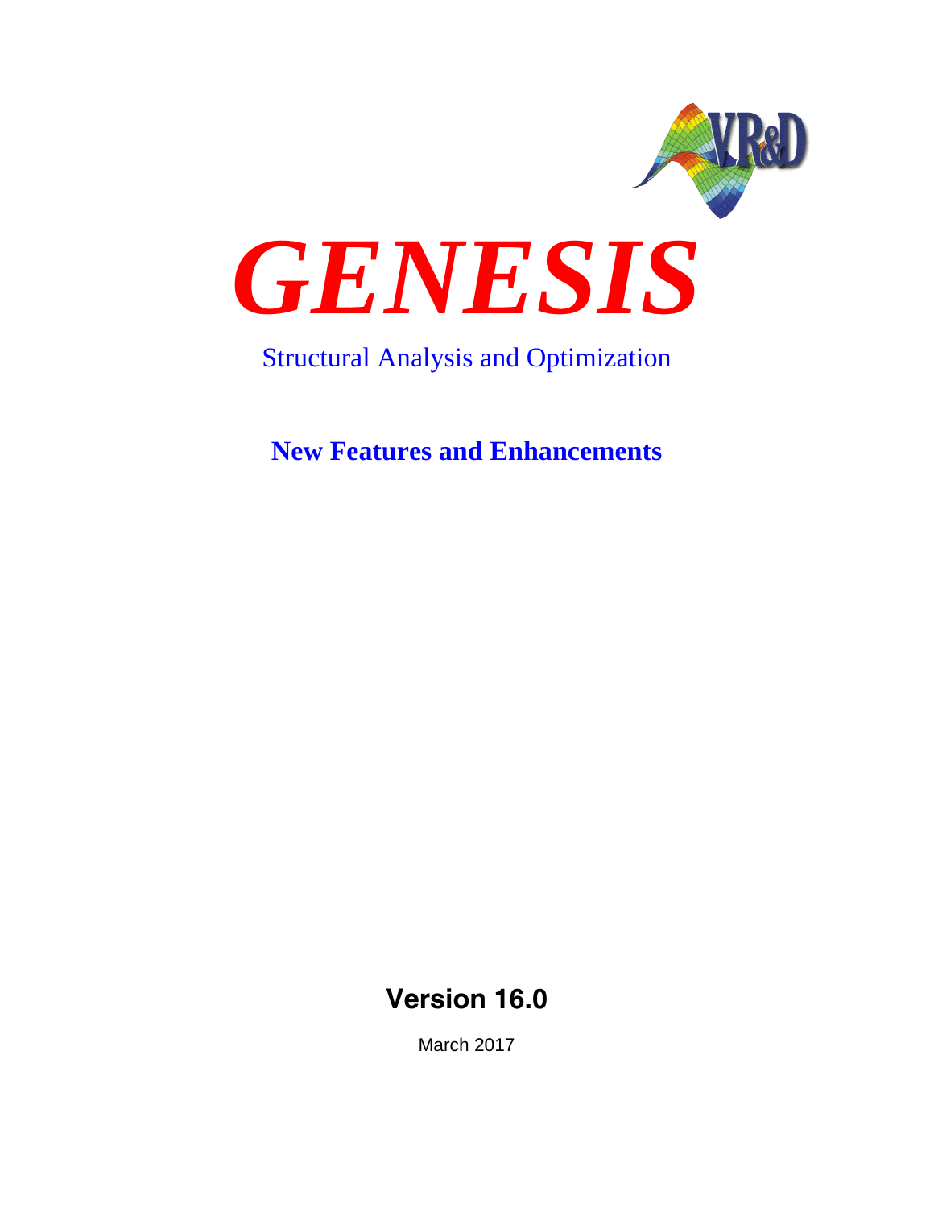# *GENESIS*

Structural Analysis and Optimization

## New Features and Enhancements

**Version 16.0**

March 2017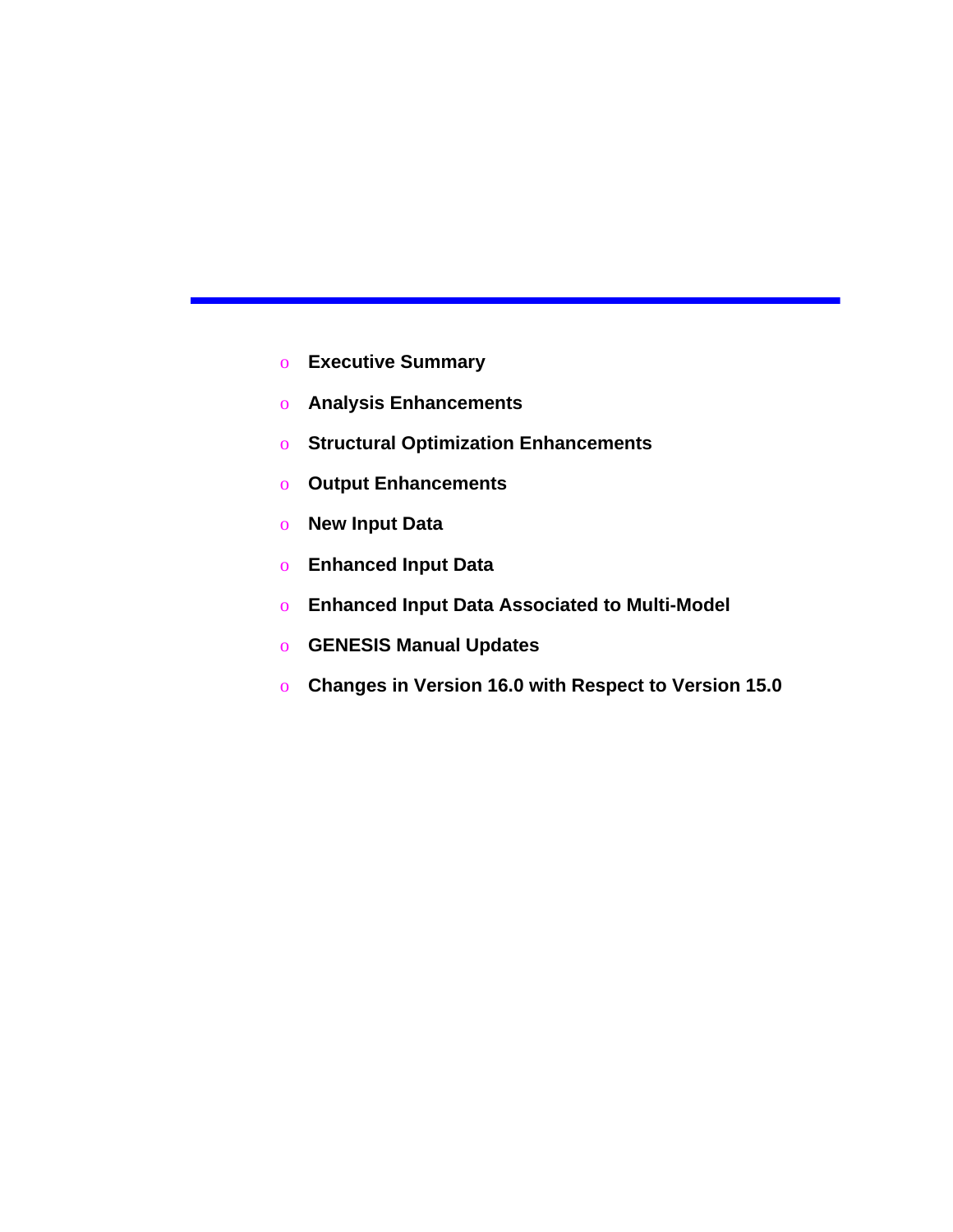- **Executive Summary**
- **Analysis Enhancements**
- **Structural Optimization Enhancements**
- **Output Enhancements**
- **New Input Data**
- **Enhanced Input Data**
- **Enhanced Input Data Associated to Multi-Model**
- **GENESIS Manual Updates**
- **Changes in Version 16.0 with Respect to Version 15.0**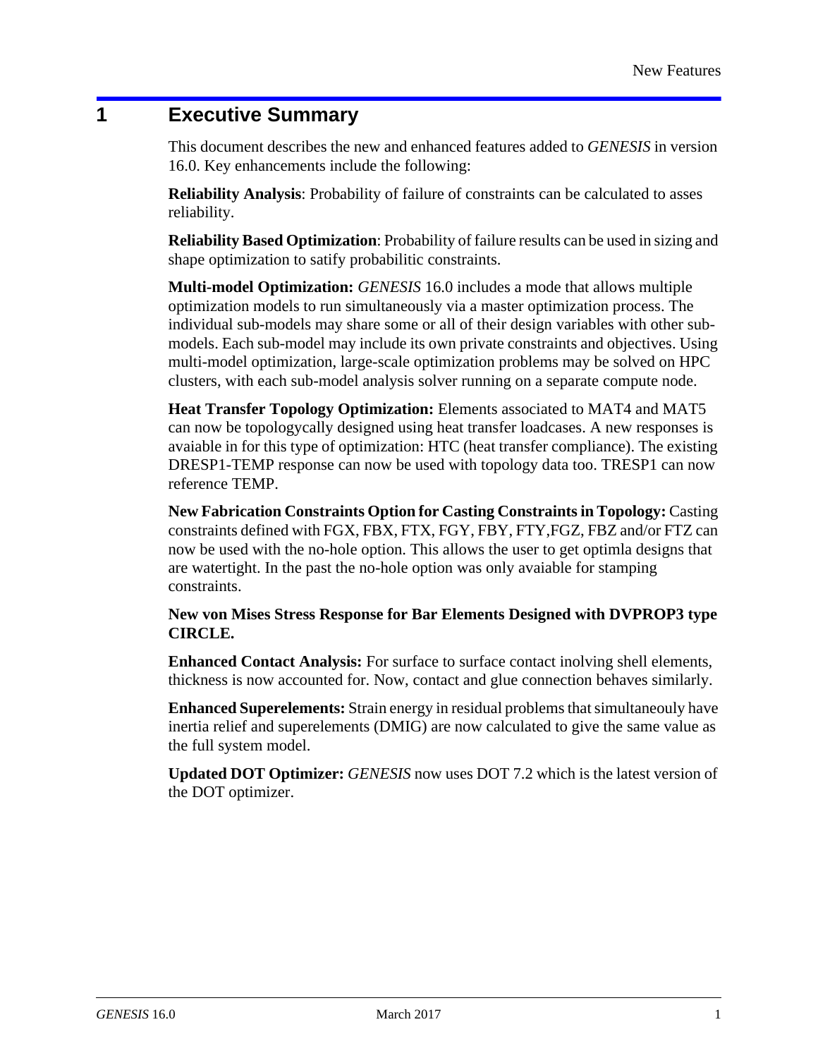# 1 Executive Summary

This document describes the new and enhanced features added to *GENESIS* in version 16.0. Key enhancements include the following:

**Reliability Analysis**: Probability of failure of constraints can be calculated to asses reliability.

**Reliability Based Optimization**: Probability of failure results can be used in sizing and shape optimization to satisfy probabilitic constraints.

**Multi-model Optimization:** *GENESIS* 16.0 includes a mode that allows multiple optimization models to run simultaneously via a master optimization process. The individual sub-models may share some or all of their design variables with other sub-models. Each sub-model may include its own private constraints and objectives. Using multi-model optimization, large-scale optimization problems may be solved on HPC clusters, with each sub-model analysis solver running on a separate compute node.

**Heat Transfer Topology Optimization:** Elements associated to MAT4 and MAT5 can now be topologycally designed using heat transfer loadcases. A new responses is avaiable in for this type of optimization: HTC (heat transfer compliance). The existing DRESP1-TEMP response can now be used with topology data too. TRESP1 can now reference TEMP.

**New Fabrication Constraints Option for Casting Constraints in Topology:** Casting constraints defined with FGX, FBX, FTX, FGY, FBY, FTY,FGZ, FBZ and/or FTZ can now be used with the no-hole option. This allows the user to get optimla designs that are watertight. In the past the no-hole option was only avaiable for stamping constraints.

**New von Mises Stress Response for Bar Elements Designed with DVPROP3 type CIRCLE.**

**Enhanced Contact Analysis:** For surface to surface contact inolving shell elements, thickness is now accounted for. Now, contact and glue connection behaves similarly.

**Enhanced Superelements:** Strain energy in residual problems that simultaneouly have inertia relief and superelements (DMIG) are now calculated to give the same value as the full system model.

**Updated DOT Optimizer:** *GENESIS* now uses DOT 7.2 which is the latest version of the DOT optimizer.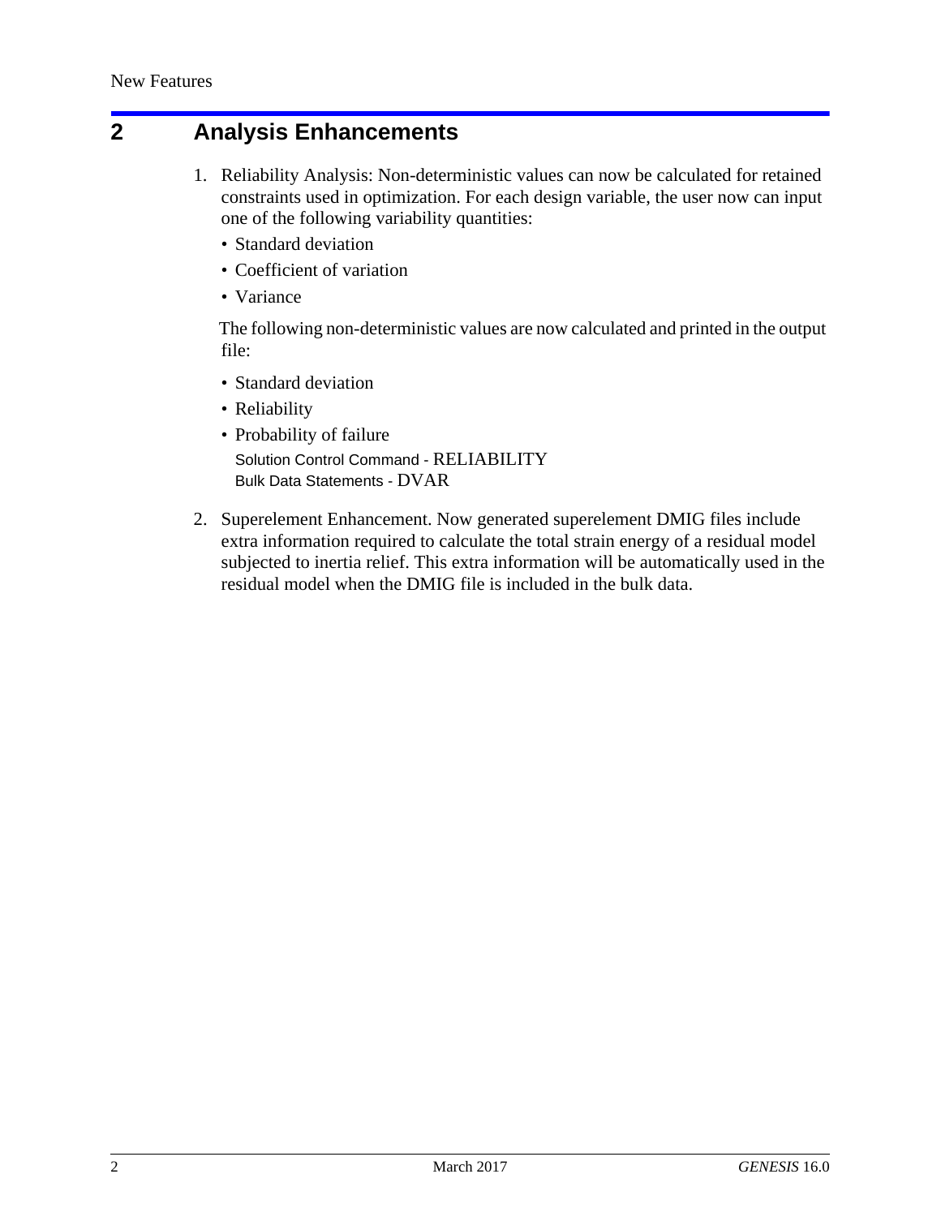# 2 Analysis Enhancements

1. Reliability Analysis: Non-deterministic values can now be calculated for retained constraints used in optimization. For each design variable, the user now can input one of the following variability quantities:

   - Standard deviation
   - Coefficient of variation
   - Variance

   The following non-deterministic values are now calculated and printed in the output file:

   - Standard deviation
   - Reliability
   - Probability of failure

   Solution Control Command - RELIABILITY
   Bulk Data Statements - DVAR

2. Superelement Enhancement. Now generated superelement DMIG files include extra information required to calculate the total strain energy of a residual model subjected to inertia relief. This extra information will be automatically used in the residual model when the DMIG file is included in the bulk data.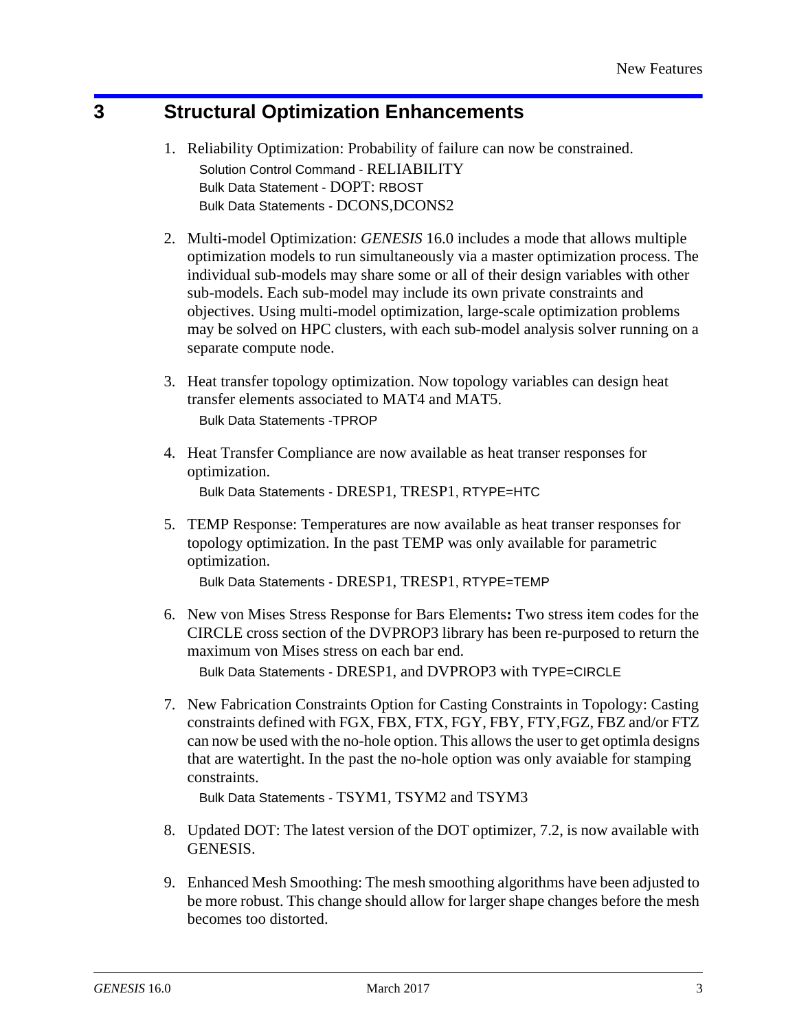# 3 Structural Optimization Enhancements

1. Reliability Optimization: Probability of failure can now be constrained.
   Solution Control Command - RELIABILITY
   Bulk Data Statement - DOPT: RBOST
   Bulk Data Statements - DCONS,DCONS2

2. Multi-model Optimization: *GENESIS* 16.0 includes a mode that allows multiple optimization models to run simultaneously via a master optimization process. The individual sub-models may share some or all of their design variables with other sub-models. Each sub-model may include its own private constraints and objectives. Using multi-model optimization, large-scale optimization problems may be solved on HPC clusters, with each sub-model analysis solver running on a separate compute node.

3. Heat transfer topology optimization. Now topology variables can design heat transfer elements associated to MAT4 and MAT5.
   Bulk Data Statements -TPROP

4. Heat Transfer Compliance are now available as heat transer responses for optimization.
   Bulk Data Statements - DRESP1, TRESP1, RTYPE=HTC

5. TEMP Response: Temperatures are now available as heat transer responses for topology optimization. In the past TEMP was only available for parametric optimization.
   Bulk Data Statements - DRESP1, TRESP1, RTYPE=TEMP

6. New von Mises Stress Response for Bars Elements**:** Two stress item codes for the CIRCLE cross section of the DVPROP3 library has been re-purposed to return the maximum von Mises stress on each bar end.
   Bulk Data Statements - DRESP1, and DVPROP3 with TYPE=CIRCLE

7. New Fabrication Constraints Option for Casting Constraints in Topology: Casting constraints defined with FGX, FBX, FTX, FGY, FBY, FTY,FGZ, FBZ and/or FTZ can now be used with the no-hole option. This allows the user to get optimla designs that are watertight. In the past the no-hole option was only avaiable for stamping constraints.
   Bulk Data Statements - TSYM1, TSYM2 and TSYM3

8. Updated DOT: The latest version of the DOT optimizer, 7.2, is now available with GENESIS.

9. Enhanced Mesh Smoothing: The mesh smoothing algorithms have been adjusted to be more robust. This change should allow for larger shape changes before the mesh becomes too distorted.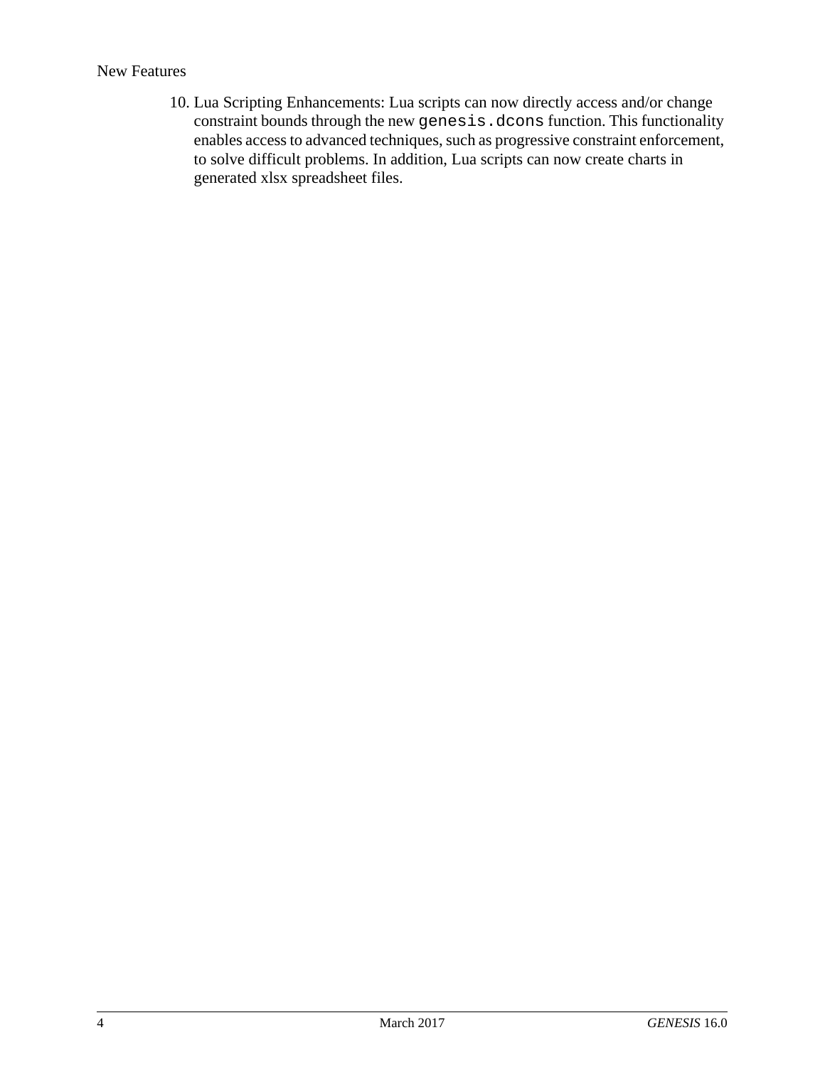10. Lua Scripting Enhancements: Lua scripts can now directly access and/or change constraint bounds through the new `genesis.dcons` function. This functionality enables access to advanced techniques, such as progressive constraint enforcement, to solve difficult problems. In addition, Lua scripts can now create charts in generated xlsx spreadsheet files.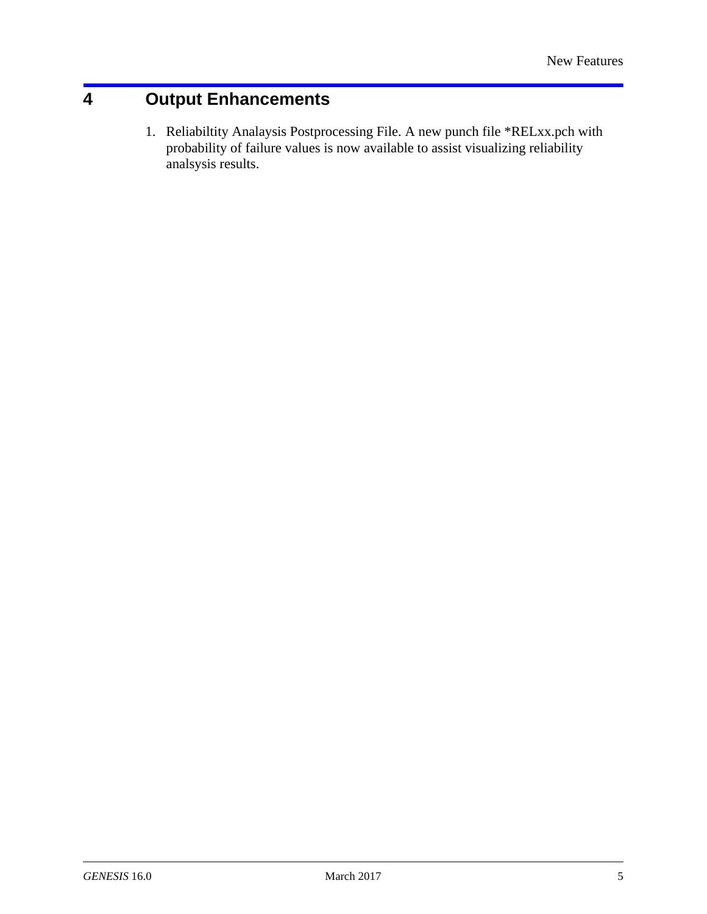# 4 Output Enhancements

1. Reliabiltity Analaysis Postprocessing File. A new punch file *RELxx.pch with probability of failure values is now available to assist visualizing reliability analsysis results.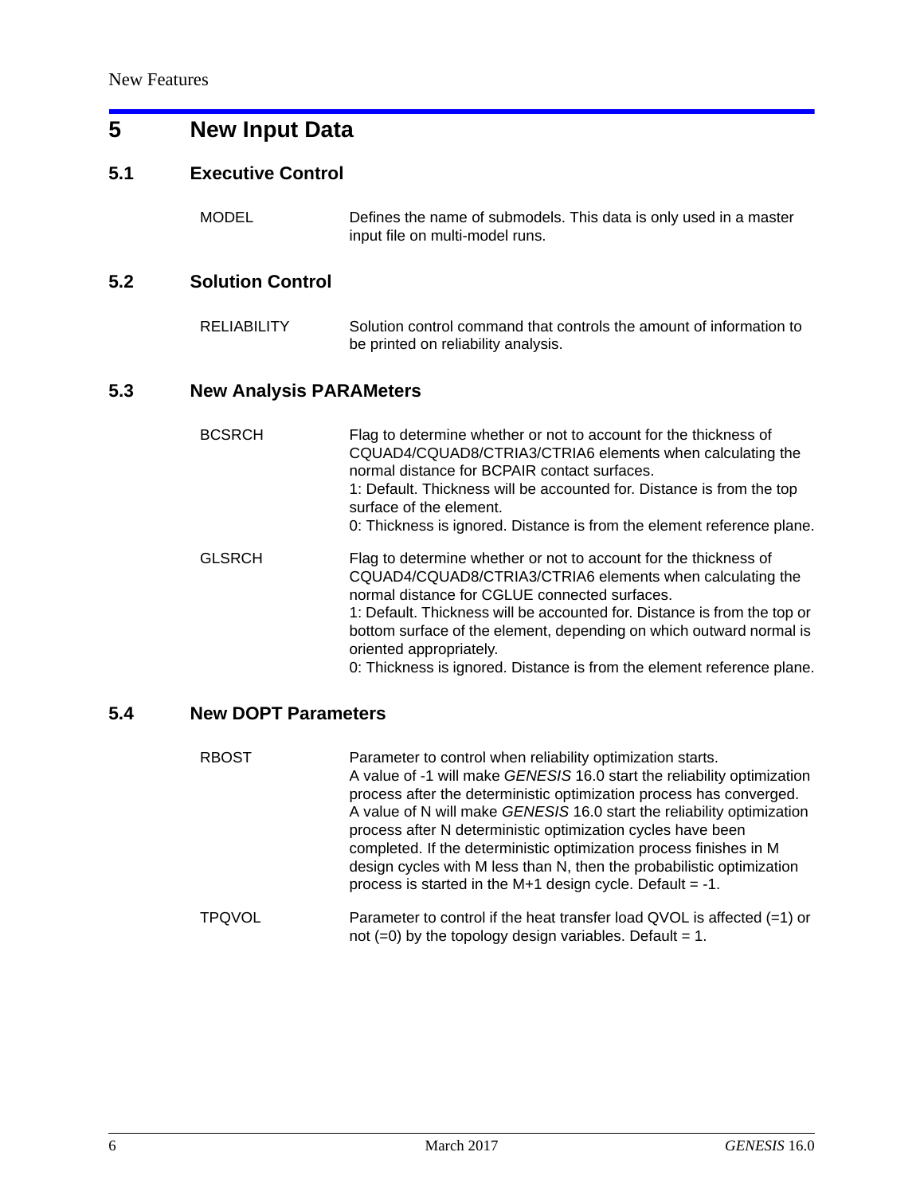# 5 New Input Data

## 5.1 Executive Control

| | |
|---|---|
| MODEL | Defines the name of submodels. This data is only used in a master input file on multi-model runs. |

## 5.2 Solution Control

| | |
|---|---|
| RELIABILITY | Solution control command that controls the amount of information to be printed on reliability analysis. |

## 5.3 New Analysis PARAMeters

| | |
|---|---|
| BCSRCH | Flag to determine whether or not to account for the thickness of CQUAD4/CQUAD8/CTRIA3/CTRIA6 elements when calculating the normal distance for BCPAIR contact surfaces.<br>1: Default. Thickness will be accounted for. Distance is from the top surface of the element.<br>0: Thickness is ignored. Distance is from the element reference plane. |
| GLSRCH | Flag to determine whether or not to account for the thickness of CQUAD4/CQUAD8/CTRIA3/CTRIA6 elements when calculating the normal distance for CGLUE connected surfaces.<br>1: Default. Thickness will be accounted for. Distance is from the top or bottom surface of the element, depending on which outward normal is oriented appropriately.<br>0: Thickness is ignored. Distance is from the element reference plane. |

## 5.4 New DOPT Parameters

| | |
|---|---|
| RBOST | Parameter to control when reliability optimization starts.<br>A value of -1 will make *GENESIS* 16.0 start the reliability optimization process after the deterministic optimization process has converged.<br>A value of N will make *GENESIS* 16.0 start the reliability optimization process after N deterministic optimization cycles have been completed. If the deterministic optimization process finishes in M design cycles with M less than N, then the probabilistic optimization process is started in the M+1 design cycle. Default = -1. |
| TPQVOL | Parameter to control if the heat transfer load QVOL is affected (=1) or not (=0) by the topology design variables. Default = 1. |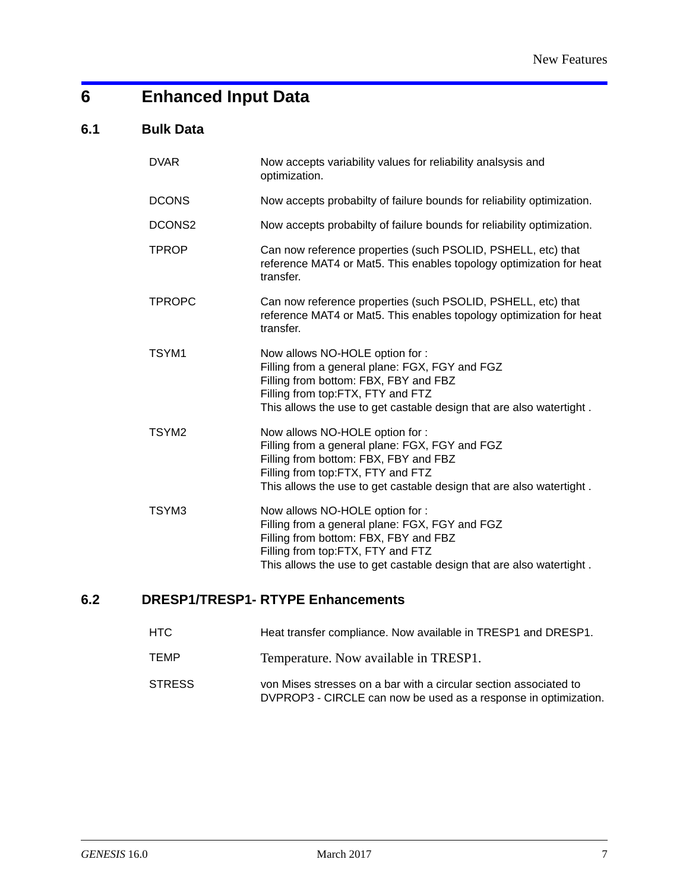# 6 Enhanced Input Data

## 6.1 Bulk Data

| | |
|---|---|
| DVAR | Now accepts variability values for reliability analsysis and optimization. |
| DCONS | Now accepts probabilty of failure bounds for reliability optimization. |
| DCONS2 | Now accepts probabilty of failure bounds for reliability optimization. |
| TPROP | Can now reference properties (such PSOLID, PSHELL, etc) that reference MAT4 or Mat5. This enables topology optimization for heat transfer. |
| TPROPC | Can now reference properties (such PSOLID, PSHELL, etc) that reference MAT4 or Mat5. This enables topology optimization for heat transfer. |
| TSYM1 | Now allows NO-HOLE option for :<br>Filling from a general plane: FGX, FGY and FGZ<br>Filling from bottom: FBX, FBY and FBZ<br>Filling from top:FTX, FTY and FTZ<br>This allows the use to get castable design that are also watertight . |
| TSYM2 | Now allows NO-HOLE option for :<br>Filling from a general plane: FGX, FGY and FGZ<br>Filling from bottom: FBX, FBY and FBZ<br>Filling from top:FTX, FTY and FTZ<br>This allows the use to get castable design that are also watertight . |
| TSYM3 | Now allows NO-HOLE option for :<br>Filling from a general plane: FGX, FGY and FGZ<br>Filling from bottom: FBX, FBY and FBZ<br>Filling from top:FTX, FTY and FTZ<br>This allows the use to get castable design that are also watertight . |

## 6.2 DRESP1/TRESP1- RTYPE Enhancements

| | |
|---|---|
| HTC | Heat transfer compliance. Now available in TRESP1 and DRESP1. |
| TEMP | Temperature. Now available in TRESP1. |
| STRESS | von Mises stresses on a bar with a circular section associated to DVPROP3 - CIRCLE can now be used as a response in optimization. |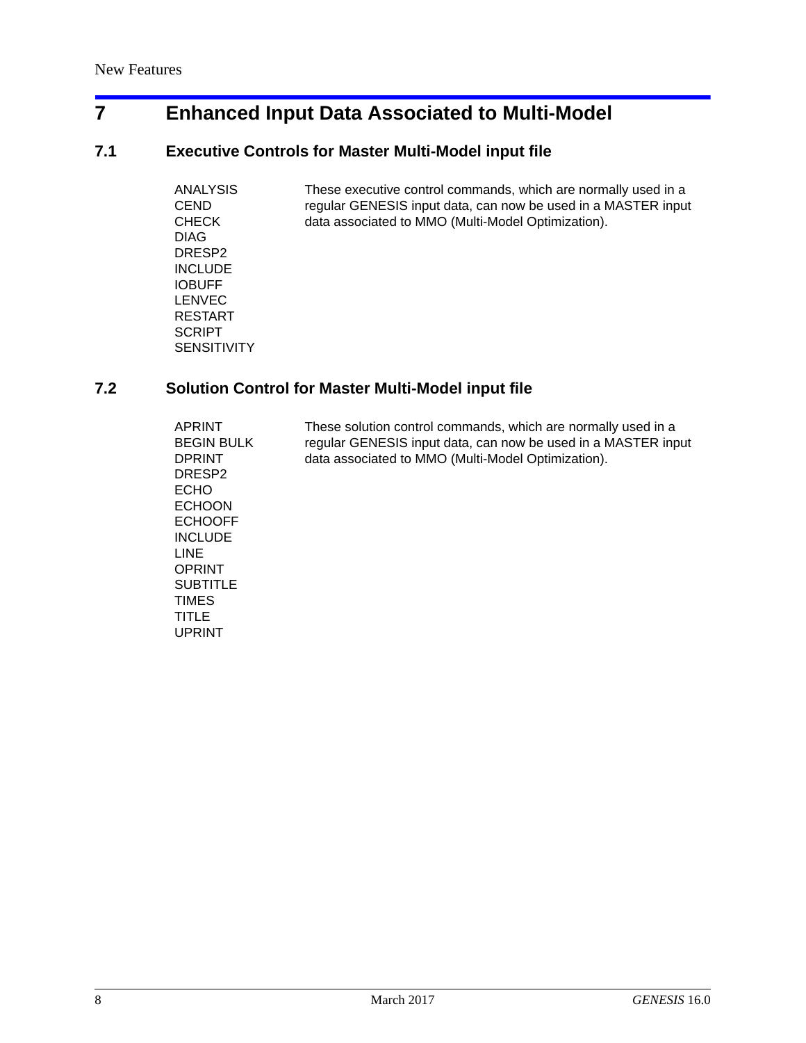# 7 Enhanced Input Data Associated to Multi-Model

## 7.1 Executive Controls for Master Multi-Model input file

| | |
|---|---|
| ANALYSIS<br>CEND<br>CHECK<br>DIAG<br>DRESP2<br>INCLUDE<br>IOBUFF<br>LENVEC<br>RESTART<br>SCRIPT<br>SENSITIVITY | These executive control commands, which are normally used in a regular GENESIS input data, can now be used in a MASTER input data associated to MMO (Multi-Model Optimization). |

## 7.2 Solution Control for Master Multi-Model input file

| | |
|---|---|
| APRINT<br>BEGIN BULK<br>DPRINT<br>DRESP2<br>ECHO<br>ECHOON<br>ECHOOFF<br>INCLUDE<br>LINE<br>OPRINT<br>SUBTITLE<br>TIMES<br>TITLE<br>UPRINT | These solution control commands, which are normally used in a regular GENESIS input data, can now be used in a MASTER input data associated to MMO (Multi-Model Optimization). |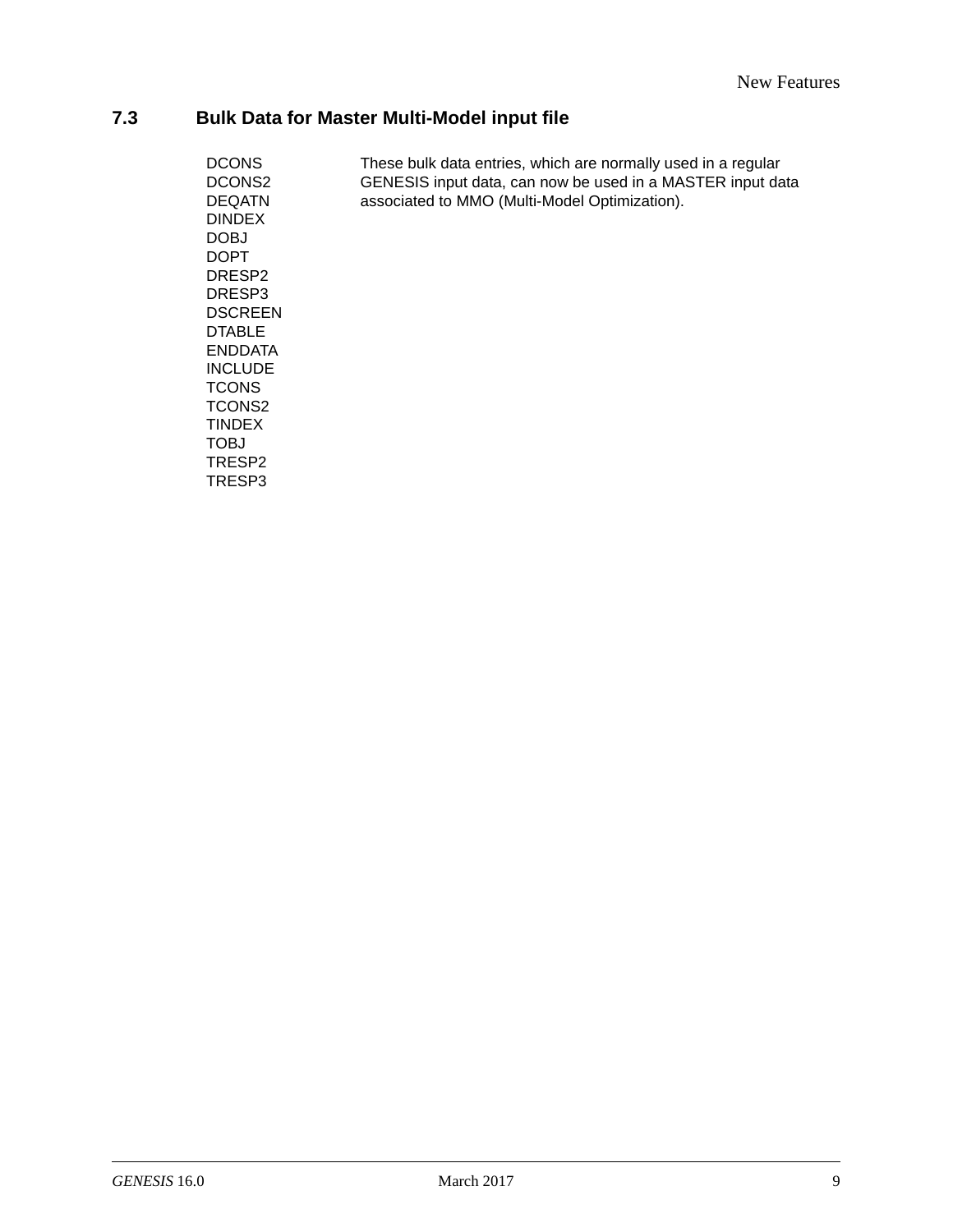## 7.3 Bulk Data for Master Multi-Model input file

| | |
|---|---|
| DCONS<br>DCONS2<br>DEQATN<br>DINDEX<br>DOBJ<br>DOPT<br>DRESP2<br>DRESP3<br>DSCREEN<br>DTABLE<br>ENDDATA<br>INCLUDE<br>TCONS<br>TCONS2<br>TINDEX<br>TOBJ<br>TRESP2<br>TRESP3 | These bulk data entries, which are normally used in a regular GENESIS input data, can now be used in a MASTER input data associated to MMO (Multi-Model Optimization). |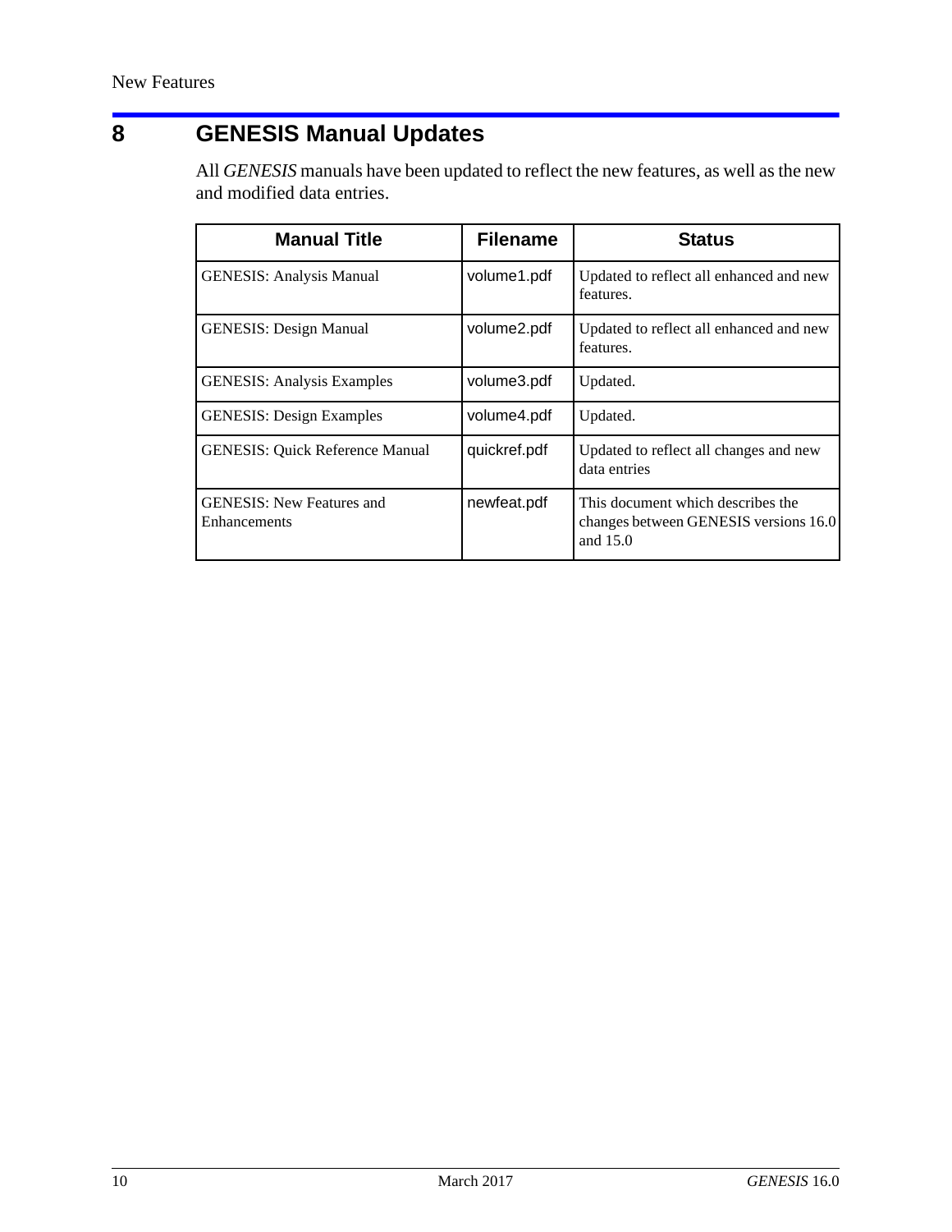# 8 GENESIS Manual Updates

All *GENESIS* manuals have been updated to reflect the new features, as well as the new and modified data entries.

| Manual Title | Filename | Status |
|---|---|---|
| GENESIS: Analysis Manual | volume1.pdf | Updated to reflect all enhanced and new features. |
| GENESIS: Design Manual | volume2.pdf | Updated to reflect all enhanced and new features. |
| GENESIS: Analysis Examples | volume3.pdf | Updated. |
| GENESIS: Design Examples | volume4.pdf | Updated. |
| GENESIS: Quick Reference Manual | quickref.pdf | Updated to reflect all changes and new data entries |
| GENESIS: New Features and Enhancements | newfeat.pdf | This document which describes the changes between GENESIS versions 16.0 and 15.0 |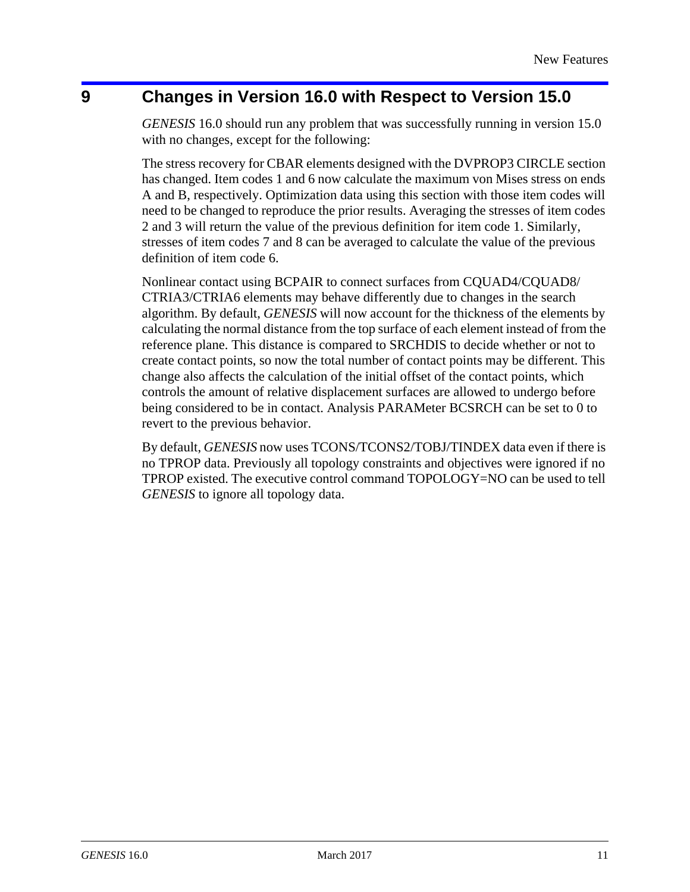# 9 Changes in Version 16.0 with Respect to Version 15.0

*GENESIS* 16.0 should run any problem that was successfully running in version 15.0 with no changes, except for the following:

The stress recovery for CBAR elements designed with the DVPROP3 CIRCLE section has changed. Item codes 1 and 6 now calculate the maximum von Mises stress on ends A and B, respectively. Optimization data using this section with those item codes will need to be changed to reproduce the prior results. Averaging the stresses of item codes 2 and 3 will return the value of the previous definition for item code 1. Similarly, stresses of item codes 7 and 8 can be averaged to calculate the value of the previous definition of item code 6.

Nonlinear contact using BCPAIR to connect surfaces from CQUAD4/CQUAD8/CTRIA3/CTRIA6 elements may behave differently due to changes in the search algorithm. By default, *GENESIS* will now account for the thickness of the elements by calculating the normal distance from the top surface of each element instead of from the reference plane. This distance is compared to SRCHDIS to decide whether or not to create contact points, so now the total number of contact points may be different. This change also affects the calculation of the initial offset of the contact points, which controls the amount of relative displacement surfaces are allowed to undergo before being considered to be in contact. Analysis PARAMeter BCSRCH can be set to 0 to revert to the previous behavior.

By default, *GENESIS* now uses TCONS/TCONS2/TOBJ/TINDEX data even if there is no TPROP data. Previously all topology constraints and objectives were ignored if no TPROP existed. The executive control command TOPOLOGY=NO can be used to tell *GENESIS* to ignore all topology data.